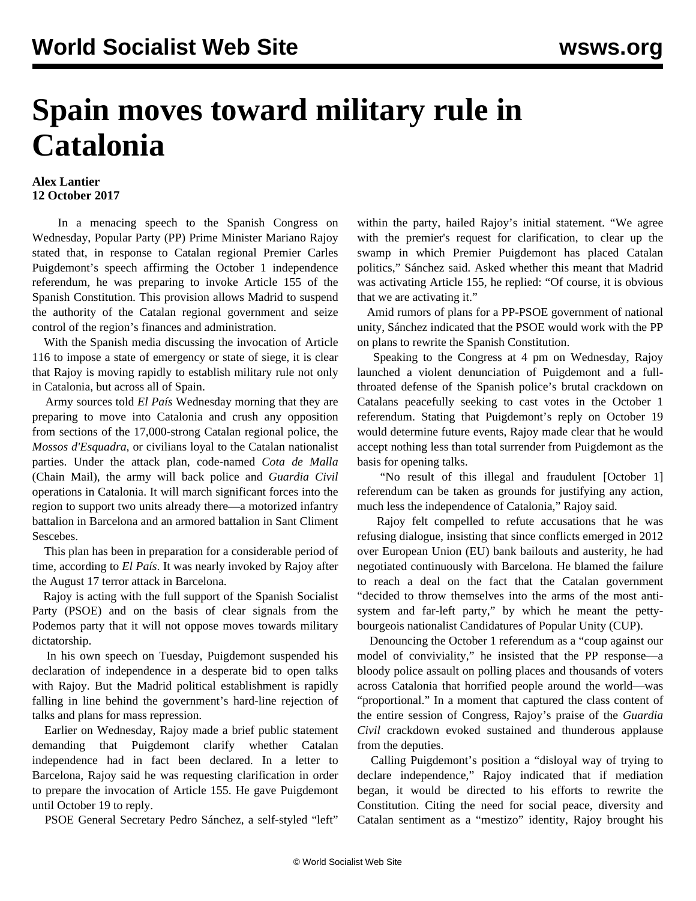# Spain moves toward military rule in Catalonia

**Alex Lantier**
**12 October 2017**

In a menacing speech to the Spanish Congress on Wednesday, Popular Party (PP) Prime Minister Mariano Rajoy stated that, in response to Catalan regional Premier Carles Puigdemont's speech affirming the October 1 independence referendum, he was preparing to invoke Article 155 of the Spanish Constitution. This provision allows Madrid to suspend the authority of the Catalan regional government and seize control of the region's finances and administration.

With the Spanish media discussing the invocation of Article 116 to impose a state of emergency or state of siege, it is clear that Rajoy is moving rapidly to establish military rule not only in Catalonia, but across all of Spain.

Army sources told *El País* Wednesday morning that they are preparing to move into Catalonia and crush any opposition from sections of the 17,000-strong Catalan regional police, the *Mossos d'Esquadra*, or civilians loyal to the Catalan nationalist parties. Under the attack plan, code-named *Cota de Malla* (Chain Mail), the army will back police and *Guardia Civil* operations in Catalonia. It will march significant forces into the region to support two units already there—a motorized infantry battalion in Barcelona and an armored battalion in Sant Climent Sescebes.

This plan has been in preparation for a considerable period of time, according to *El País*. It was nearly invoked by Rajoy after the August 17 terror attack in Barcelona.

Rajoy is acting with the full support of the Spanish Socialist Party (PSOE) and on the basis of clear signals from the Podemos party that it will not oppose moves towards military dictatorship.

In his own speech on Tuesday, Puigdemont suspended his declaration of independence in a desperate bid to open talks with Rajoy. But the Madrid political establishment is rapidly falling in line behind the government's hard-line rejection of talks and plans for mass repression.

Earlier on Wednesday, Rajoy made a brief public statement demanding that Puigdemont clarify whether Catalan independence had in fact been declared. In a letter to Barcelona, Rajoy said he was requesting clarification in order to prepare the invocation of Article 155. He gave Puigdemont until October 19 to reply.

PSOE General Secretary Pedro Sánchez, a self-styled "left" within the party, hailed Rajoy's initial statement. "We agree with the premier's request for clarification, to clear up the swamp in which Premier Puigdemont has placed Catalan politics," Sánchez said. Asked whether this meant that Madrid was activating Article 155, he replied: "Of course, it is obvious that we are activating it."

Amid rumors of plans for a PP-PSOE government of national unity, Sánchez indicated that the PSOE would work with the PP on plans to rewrite the Spanish Constitution.

Speaking to the Congress at 4 pm on Wednesday, Rajoy launched a violent denunciation of Puigdemont and a full-throated defense of the Spanish police's brutal crackdown on Catalans peacefully seeking to cast votes in the October 1 referendum. Stating that Puigdemont's reply on October 19 would determine future events, Rajoy made clear that he would accept nothing less than total surrender from Puigdemont as the basis for opening talks.

"No result of this illegal and fraudulent [October 1] referendum can be taken as grounds for justifying any action, much less the independence of Catalonia," Rajoy said.

Rajoy felt compelled to refute accusations that he was refusing dialogue, insisting that since conflicts emerged in 2012 over European Union (EU) bank bailouts and austerity, he had negotiated continuously with Barcelona. He blamed the failure to reach a deal on the fact that the Catalan government "decided to throw themselves into the arms of the most anti-system and far-left party," by which he meant the petty-bourgeois nationalist Candidatures of Popular Unity (CUP).

Denouncing the October 1 referendum as a "coup against our model of conviviality," he insisted that the PP response—a bloody police assault on polling places and thousands of voters across Catalonia that horrified people around the world—was "proportional." In a moment that captured the class content of the entire session of Congress, Rajoy's praise of the *Guardia Civil* crackdown evoked sustained and thunderous applause from the deputies.

Calling Puigdemont's position a "disloyal way of trying to declare independence," Rajoy indicated that if mediation began, it would be directed to his efforts to rewrite the Constitution. Citing the need for social peace, diversity and Catalan sentiment as a "mestizo" identity, Rajoy brought his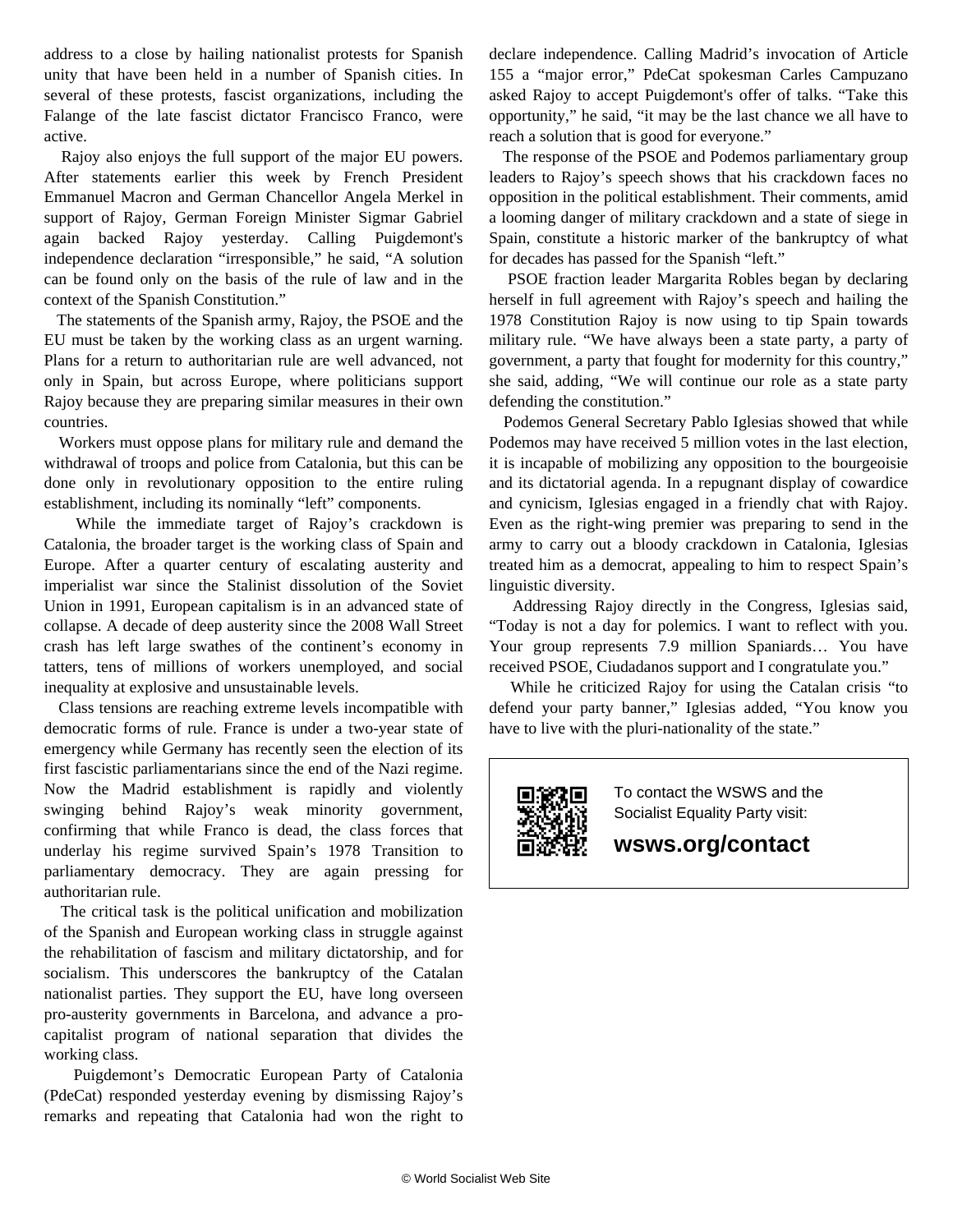address to a close by hailing nationalist protests for Spanish unity that have been held in a number of Spanish cities. In several of these protests, fascist organizations, including the Falange of the late fascist dictator Francisco Franco, were active.

Rajoy also enjoys the full support of the major EU powers. After statements earlier this week by French President Emmanuel Macron and German Chancellor Angela Merkel in support of Rajoy, German Foreign Minister Sigmar Gabriel again backed Rajoy yesterday. Calling Puigdemont's independence declaration "irresponsible," he said, "A solution can be found only on the basis of the rule of law and in the context of the Spanish Constitution."

The statements of the Spanish army, Rajoy, the PSOE and the EU must be taken by the working class as an urgent warning. Plans for a return to authoritarian rule are well advanced, not only in Spain, but across Europe, where politicians support Rajoy because they are preparing similar measures in their own countries.

Workers must oppose plans for military rule and demand the withdrawal of troops and police from Catalonia, but this can be done only in revolutionary opposition to the entire ruling establishment, including its nominally "left" components.

While the immediate target of Rajoy's crackdown is Catalonia, the broader target is the working class of Spain and Europe. After a quarter century of escalating austerity and imperialist war since the Stalinist dissolution of the Soviet Union in 1991, European capitalism is in an advanced state of collapse. A decade of deep austerity since the 2008 Wall Street crash has left large swathes of the continent's economy in tatters, tens of millions of workers unemployed, and social inequality at explosive and unsustainable levels.

Class tensions are reaching extreme levels incompatible with democratic forms of rule. France is under a two-year state of emergency while Germany has recently seen the election of its first fascistic parliamentarians since the end of the Nazi regime. Now the Madrid establishment is rapidly and violently swinging behind Rajoy's weak minority government, confirming that while Franco is dead, the class forces that underlay his regime survived Spain's 1978 Transition to parliamentary democracy. They are again pressing for authoritarian rule.

The critical task is the political unification and mobilization of the Spanish and European working class in struggle against the rehabilitation of fascism and military dictatorship, and for socialism. This underscores the bankruptcy of the Catalan nationalist parties. They support the EU, have long overseen pro-austerity governments in Barcelona, and advance a pro-capitalist program of national separation that divides the working class.

Puigdemont's Democratic European Party of Catalonia (PdeCat) responded yesterday evening by dismissing Rajoy's remarks and repeating that Catalonia had won the right to declare independence. Calling Madrid's invocation of Article 155 a "major error," PdeCat spokesman Carles Campuzano asked Rajoy to accept Puigdemont's offer of talks. "Take this opportunity," he said, "it may be the last chance we all have to reach a solution that is good for everyone."

The response of the PSOE and Podemos parliamentary group leaders to Rajoy's speech shows that his crackdown faces no opposition in the political establishment. Their comments, amid a looming danger of military crackdown and a state of siege in Spain, constitute a historic marker of the bankruptcy of what for decades has passed for the Spanish "left."

PSOE fraction leader Margarita Robles began by declaring herself in full agreement with Rajoy's speech and hailing the 1978 Constitution Rajoy is now using to tip Spain towards military rule. "We have always been a state party, a party of government, a party that fought for modernity for this country," she said, adding, "We will continue our role as a state party defending the constitution."

Podemos General Secretary Pablo Iglesias showed that while Podemos may have received 5 million votes in the last election, it is incapable of mobilizing any opposition to the bourgeoisie and its dictatorial agenda. In a repugnant display of cowardice and cynicism, Iglesias engaged in a friendly chat with Rajoy. Even as the right-wing premier was preparing to send in the army to carry out a bloody crackdown in Catalonia, Iglesias treated him as a democrat, appealing to him to respect Spain's linguistic diversity.

Addressing Rajoy directly in the Congress, Iglesias said, "Today is not a day for polemics. I want to reflect with you. Your group represents 7.9 million Spaniards… You have received PSOE, Ciudadanos support and I congratulate you."

While he criticized Rajoy for using the Catalan crisis "to defend your party banner," Iglesias added, "You know you have to live with the pluri-nationality of the state."

To contact the WSWS and the Socialist Equality Party visit:

**wsws.org/contact**